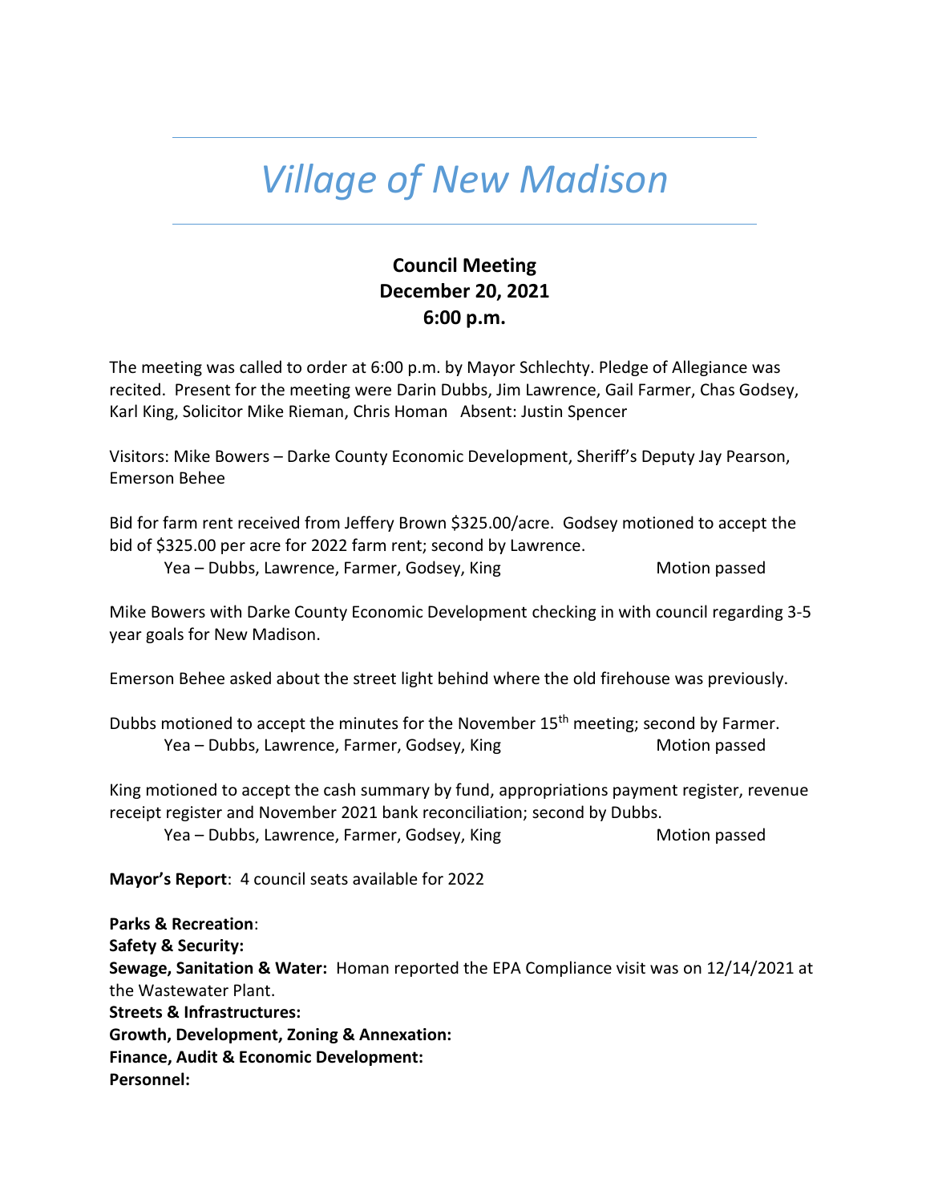# *Village of New Madison*

**Council Meeting**
**December 20, 2021**
**6:00 p.m.**

The meeting was called to order at 6:00 p.m. by Mayor Schlechty. Pledge of Allegiance was recited. Present for the meeting were Darin Dubbs, Jim Lawrence, Gail Farmer, Chas Godsey, Karl King, Solicitor Mike Rieman, Chris Homan Absent: Justin Spencer

Visitors: Mike Bowers – Darke County Economic Development, Sheriff's Deputy Jay Pearson, Emerson Behee

Bid for farm rent received from Jeffery Brown $325.00/acre. Godsey motioned to accept the bid of $325.00 per acre for 2022 farm rent; second by Lawrence.

Yea – Dubbs, Lawrence, Farmer, Godsey, King Motion passed

Mike Bowers with Darke County Economic Development checking in with council regarding 3-5 year goals for New Madison.

Emerson Behee asked about the street light behind where the old firehouse was previously.

Dubbs motioned to accept the minutes for the November 15th meeting; second by Farmer.

Yea – Dubbs, Lawrence, Farmer, Godsey, King Motion passed

King motioned to accept the cash summary by fund, appropriations payment register, revenue receipt register and November 2021 bank reconciliation; second by Dubbs.

Yea – Dubbs, Lawrence, Farmer, Godsey, King Motion passed

**Mayor's Report**: 4 council seats available for 2022

**Parks & Recreation**:
**Safety & Security:**
**Sewage, Sanitation & Water:** Homan reported the EPA Compliance visit was on 12/14/2021 at the Wastewater Plant.
**Streets & Infrastructures:**
**Growth, Development, Zoning & Annexation:**
**Finance, Audit & Economic Development:**
**Personnel:**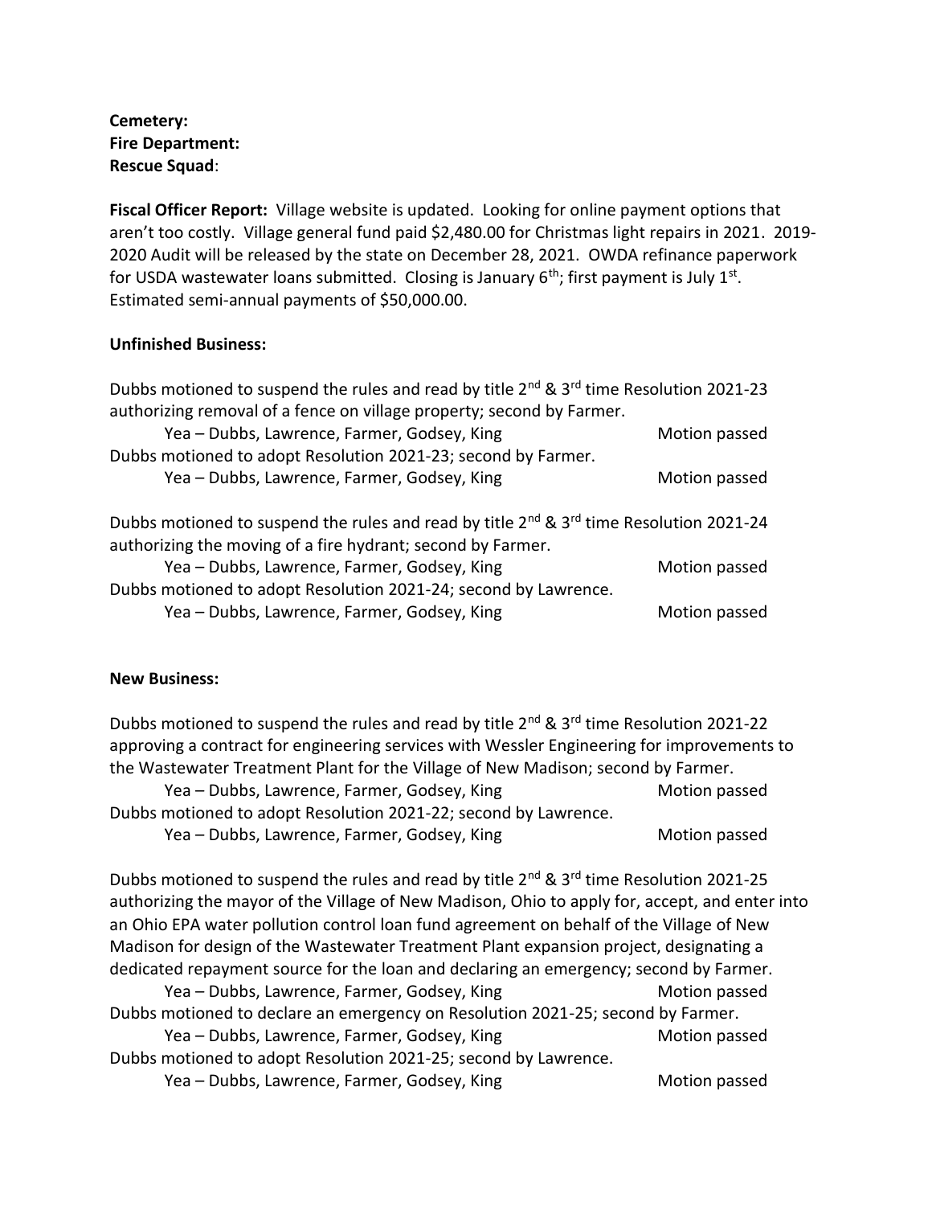**Cemetery:**
**Fire Department:**
**Rescue Squad**:

**Fiscal Officer Report:** Village website is updated. Looking for online payment options that aren't too costly. Village general fund paid $2,480.00 for Christmas light repairs in 2021. 2019-2020 Audit will be released by the state on December 28, 2021. OWDA refinance paperwork for USDA wastewater loans submitted. Closing is January 6th; first payment is July 1st. Estimated semi-annual payments of $50,000.00.

**Unfinished Business:**

Dubbs motioned to suspend the rules and read by title 2nd & 3rd time Resolution 2021-23 authorizing removal of a fence on village property; second by Farmer.
  Yea – Dubbs, Lawrence, Farmer, Godsey, King — Motion passed
Dubbs motioned to adopt Resolution 2021-23; second by Farmer.
  Yea – Dubbs, Lawrence, Farmer, Godsey, King — Motion passed

Dubbs motioned to suspend the rules and read by title 2nd & 3rd time Resolution 2021-24 authorizing the moving of a fire hydrant; second by Farmer.
  Yea – Dubbs, Lawrence, Farmer, Godsey, King — Motion passed
Dubbs motioned to adopt Resolution 2021-24; second by Lawrence.
  Yea – Dubbs, Lawrence, Farmer, Godsey, King — Motion passed

**New Business:**

Dubbs motioned to suspend the rules and read by title 2nd & 3rd time Resolution 2021-22 approving a contract for engineering services with Wessler Engineering for improvements to the Wastewater Treatment Plant for the Village of New Madison; second by Farmer.
  Yea – Dubbs, Lawrence, Farmer, Godsey, King — Motion passed
Dubbs motioned to adopt Resolution 2021-22; second by Lawrence.
  Yea – Dubbs, Lawrence, Farmer, Godsey, King — Motion passed

Dubbs motioned to suspend the rules and read by title 2nd & 3rd time Resolution 2021-25 authorizing the mayor of the Village of New Madison, Ohio to apply for, accept, and enter into an Ohio EPA water pollution control loan fund agreement on behalf of the Village of New Madison for design of the Wastewater Treatment Plant expansion project, designating a dedicated repayment source for the loan and declaring an emergency; second by Farmer.
  Yea – Dubbs, Lawrence, Farmer, Godsey, King — Motion passed
Dubbs motioned to declare an emergency on Resolution 2021-25; second by Farmer.
  Yea – Dubbs, Lawrence, Farmer, Godsey, King — Motion passed
Dubbs motioned to adopt Resolution 2021-25; second by Lawrence.
  Yea – Dubbs, Lawrence, Farmer, Godsey, King — Motion passed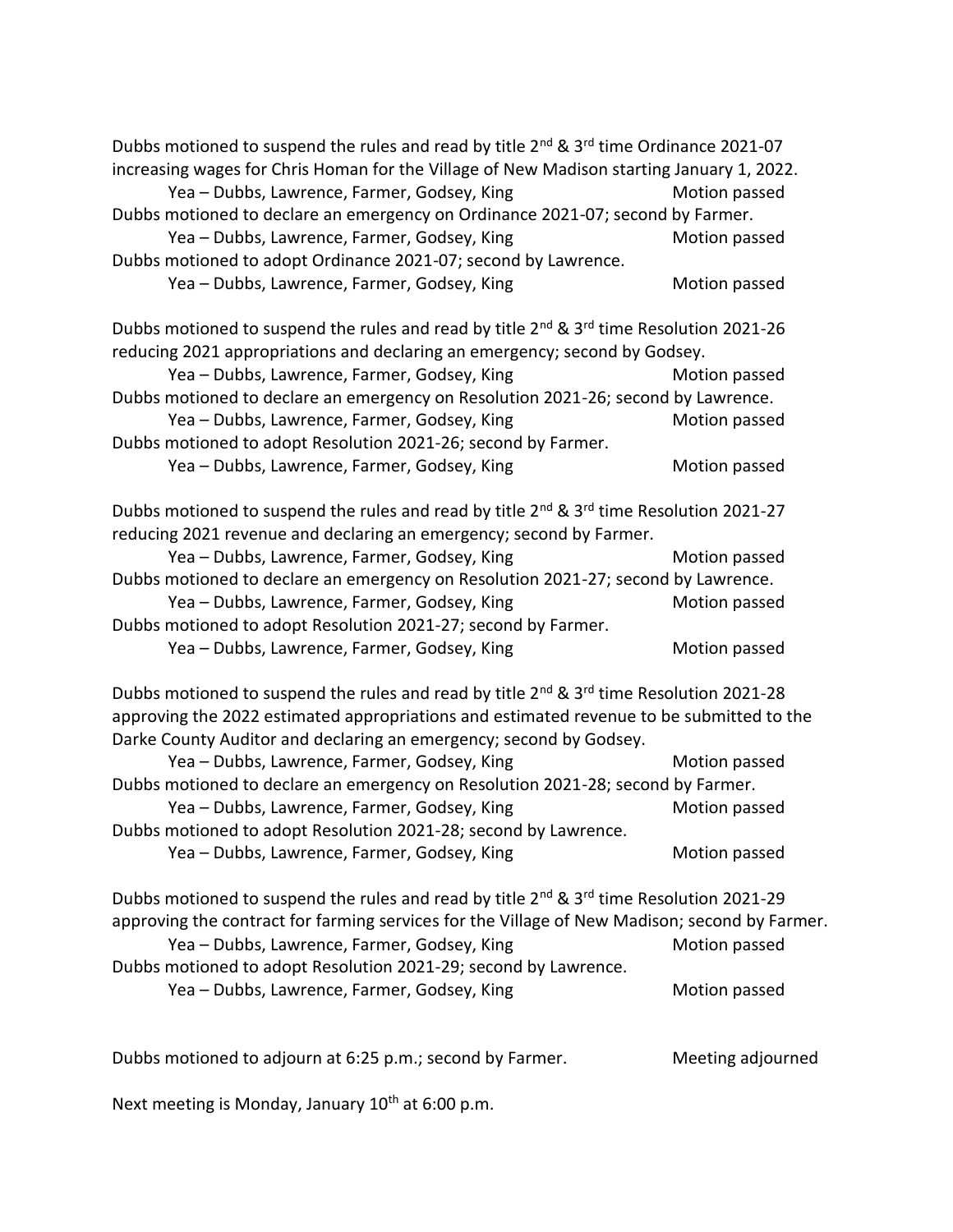Dubbs motioned to suspend the rules and read by title 2nd & 3rd time Ordinance 2021-07 increasing wages for Chris Homan for the Village of New Madison starting January 1, 2022.

Yea – Dubbs, Lawrence, Farmer, Godsey, King Motion passed

Dubbs motioned to declare an emergency on Ordinance 2021-07; second by Farmer.

Yea – Dubbs, Lawrence, Farmer, Godsey, King Motion passed

Dubbs motioned to adopt Ordinance 2021-07; second by Lawrence.

Yea – Dubbs, Lawrence, Farmer, Godsey, King Motion passed

Dubbs motioned to suspend the rules and read by title 2nd & 3rd time Resolution 2021-26 reducing 2021 appropriations and declaring an emergency; second by Godsey.

Yea – Dubbs, Lawrence, Farmer, Godsey, King Motion passed

Dubbs motioned to declare an emergency on Resolution 2021-26; second by Lawrence.

Yea – Dubbs, Lawrence, Farmer, Godsey, King Motion passed

Dubbs motioned to adopt Resolution 2021-26; second by Farmer.

Yea – Dubbs, Lawrence, Farmer, Godsey, King Motion passed

Dubbs motioned to suspend the rules and read by title 2nd & 3rd time Resolution 2021-27 reducing 2021 revenue and declaring an emergency; second by Farmer.

Yea – Dubbs, Lawrence, Farmer, Godsey, King Motion passed

Dubbs motioned to declare an emergency on Resolution 2021-27; second by Lawrence.

Yea – Dubbs, Lawrence, Farmer, Godsey, King Motion passed

Dubbs motioned to adopt Resolution 2021-27; second by Farmer.

Yea – Dubbs, Lawrence, Farmer, Godsey, King Motion passed

Dubbs motioned to suspend the rules and read by title 2nd & 3rd time Resolution 2021-28 approving the 2022 estimated appropriations and estimated revenue to be submitted to the Darke County Auditor and declaring an emergency; second by Godsey.

Yea – Dubbs, Lawrence, Farmer, Godsey, King Motion passed

Dubbs motioned to declare an emergency on Resolution 2021-28; second by Farmer.

Yea – Dubbs, Lawrence, Farmer, Godsey, King Motion passed

Dubbs motioned to adopt Resolution 2021-28; second by Lawrence.

Yea – Dubbs, Lawrence, Farmer, Godsey, King Motion passed

Dubbs motioned to suspend the rules and read by title 2nd & 3rd time Resolution 2021-29 approving the contract for farming services for the Village of New Madison; second by Farmer.

Yea – Dubbs, Lawrence, Farmer, Godsey, King Motion passed

Dubbs motioned to adopt Resolution 2021-29; second by Lawrence.

Yea – Dubbs, Lawrence, Farmer, Godsey, King Motion passed

Dubbs motioned to adjourn at 6:25 p.m.; second by Farmer. Meeting adjourned

Next meeting is Monday, January 10th at 6:00 p.m.